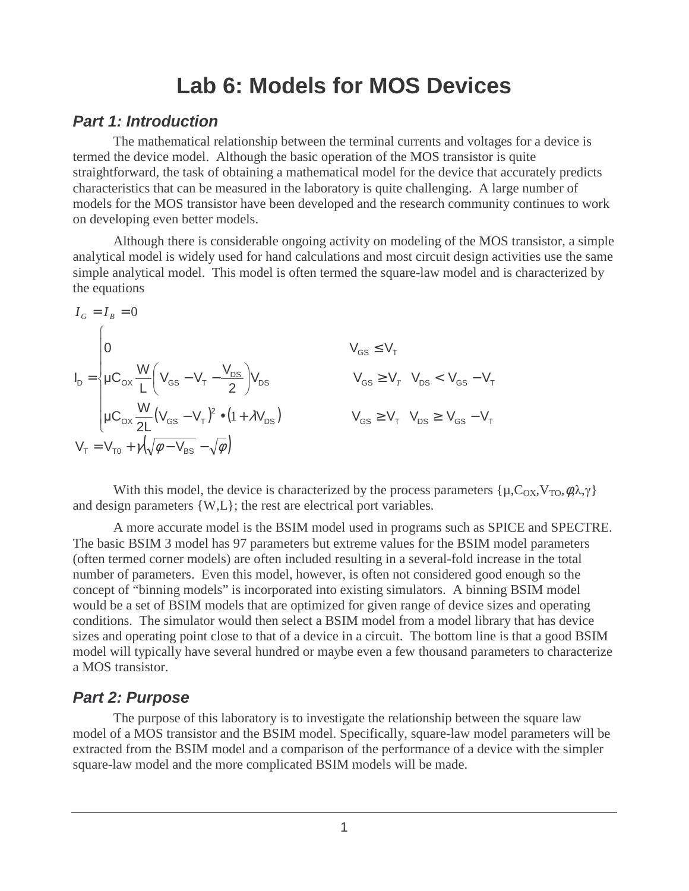# Lab 6: Models for MOS Devices

## *Part 1: Introduction*

The mathematical relationship between the terminal currents and voltages for a device is termed the device model. Although the basic operation of the MOS transistor is quite straightforward, the task of obtaining a mathematical model for the device that accurately predicts characteristics that can be measured in the laboratory is quite challenging. A large number of models for the MOS transistor have been developed and the research community continues to work on developing even better models.

Although there is considerable ongoing activity on modeling of the MOS transistor, a simple analytical model is widely used for hand calculations and most circuit design activities use the same simple analytical model. This model is often termed the square-law model and is characterized by the equations

$$I_G = I_B = 0$$

$$I_D = \begin{cases} 0 & V_{GS} \leq V_T \\ \mu C_{OX} \dfrac{W}{L}\left(V_{GS} - V_T - \dfrac{V_{DS}}{2}\right)V_{DS} & V_{GS} \geq V_T \quad V_{DS} < V_{GS} - V_T \\ \mu C_{OX} \dfrac{W}{2L}\left(V_{GS} - V_T\right)^2 \bullet \left(1 + \lambda V_{DS}\right) & V_{GS} \geq V_T \quad V_{DS} \geq V_{GS} - V_T \end{cases}$$

$$V_T = V_{T0} + \gamma\left(\sqrt{\phi - V_{BS}} - \sqrt{\phi}\right)$$

With this model, the device is characterized by the process parameters $\{\mu, C_{OX}, V_{TO}, \phi, \lambda, \gamma\}$ and design parameters $\{W, L\}$; the rest are electrical port variables.

A more accurate model is the BSIM model used in programs such as SPICE and SPECTRE. The basic BSIM 3 model has 97 parameters but extreme values for the BSIM model parameters (often termed corner models) are often included resulting in a several-fold increase in the total number of parameters. Even this model, however, is often not considered good enough so the concept of "binning models" is incorporated into existing simulators. A binning BSIM model would be a set of BSIM models that are optimized for given range of device sizes and operating conditions. The simulator would then select a BSIM model from a model library that has device sizes and operating point close to that of a device in a circuit. The bottom line is that a good BSIM model will typically have several hundred or maybe even a few thousand parameters to characterize a MOS transistor.

## *Part 2: Purpose*

The purpose of this laboratory is to investigate the relationship between the square law model of a MOS transistor and the BSIM model. Specifically, square-law model parameters will be extracted from the BSIM model and a comparison of the performance of a device with the simpler square-law model and the more complicated BSIM models will be made.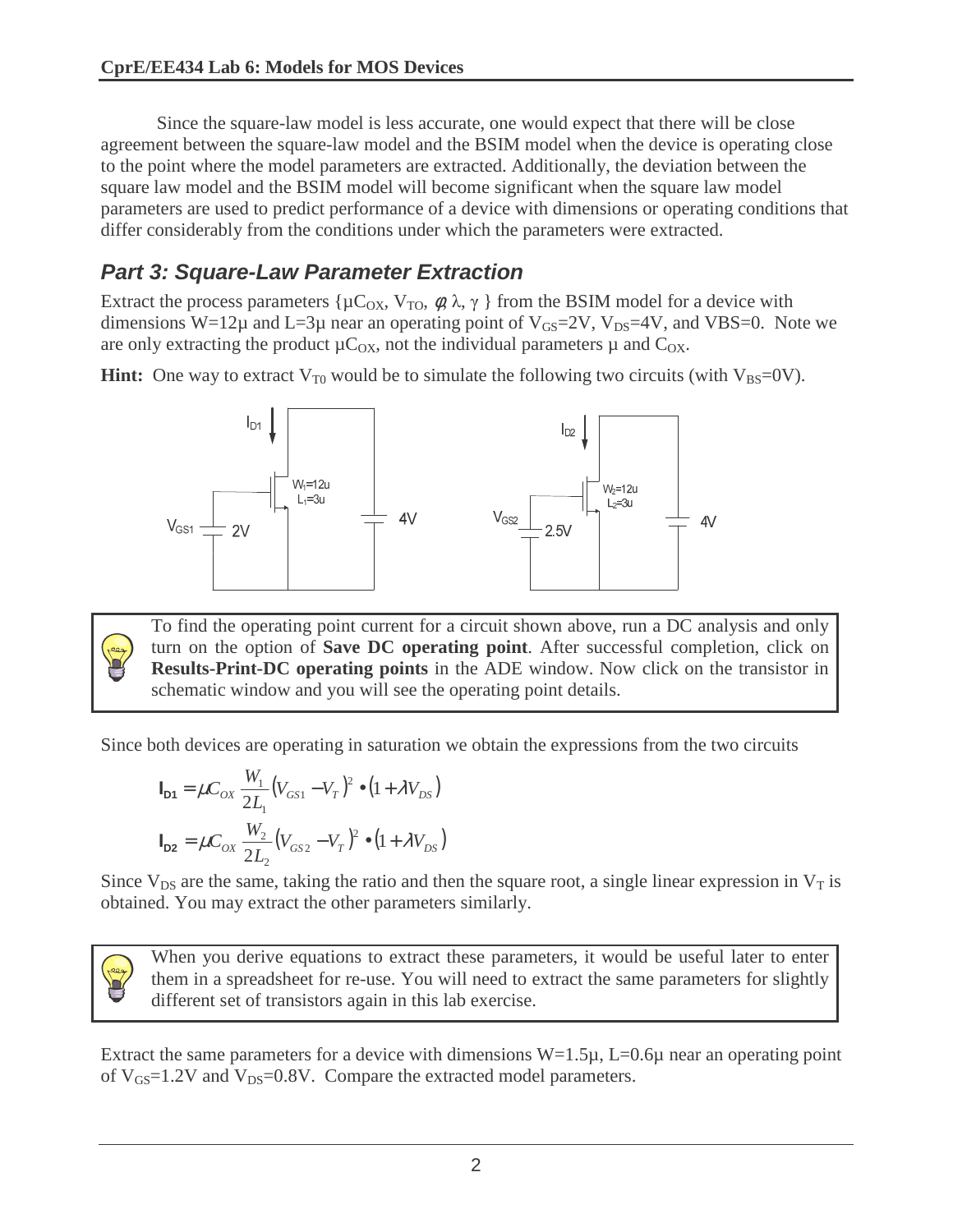Since the square-law model is less accurate, one would expect that there will be close agreement between the square-law model and the BSIM model when the device is operating close to the point where the model parameters are extracted. Additionally, the deviation between the square law model and the BSIM model will become significant when the square law model parameters are used to predict performance of a device with dimensions or operating conditions that differ considerably from the conditions under which the parameters were extracted.

## *Part 3: Square-Law Parameter Extraction*

Extract the process parameters {$\mu C_{OX}$, $V_{TO}$, $\phi$, $\lambda$, $\gamma$ } from the BSIM model for a device with dimensions W=12μ and L=3μ near an operating point of $V_{GS}$=2V, $V_{DS}$=4V, and VBS=0. Note we are only extracting the product $\mu C_{OX}$, not the individual parameters μ and $C_{OX}$.

**Hint:** One way to extract $V_{T0}$ would be to simulate the following two circuits (with $V_{BS}$=0V).

> To find the operating point current for a circuit shown above, run a DC analysis and only turn on the option of **Save DC operating point**. After successful completion, click on **Results-Print-DC operating points** in the ADE window. Now click on the transistor in schematic window and you will see the operating point details.

Since both devices are operating in saturation we obtain the expressions from the two circuits

$$I_{D1} = \mu C_{OX} \frac{W_1}{2L_1} \left(V_{GS1} - V_T\right)^2 \bullet \left(1 + \lambda V_{DS}\right)$$

$$I_{D2} = \mu C_{OX} \frac{W_2}{2L_2} \left(V_{GS2} - V_T\right)^2 \bullet \left(1 + \lambda V_{DS}\right)$$

Since $V_{DS}$ are the same, taking the ratio and then the square root, a single linear expression in $V_T$ is obtained. You may extract the other parameters similarly.

> When you derive equations to extract these parameters, it would be useful later to enter them in a spreadsheet for re-use. You will need to extract the same parameters for slightly different set of transistors again in this lab exercise.

Extract the same parameters for a device with dimensions W=1.5μ, L=0.6μ near an operating point of $V_{GS}$=1.2V and $V_{DS}$=0.8V. Compare the extracted model parameters.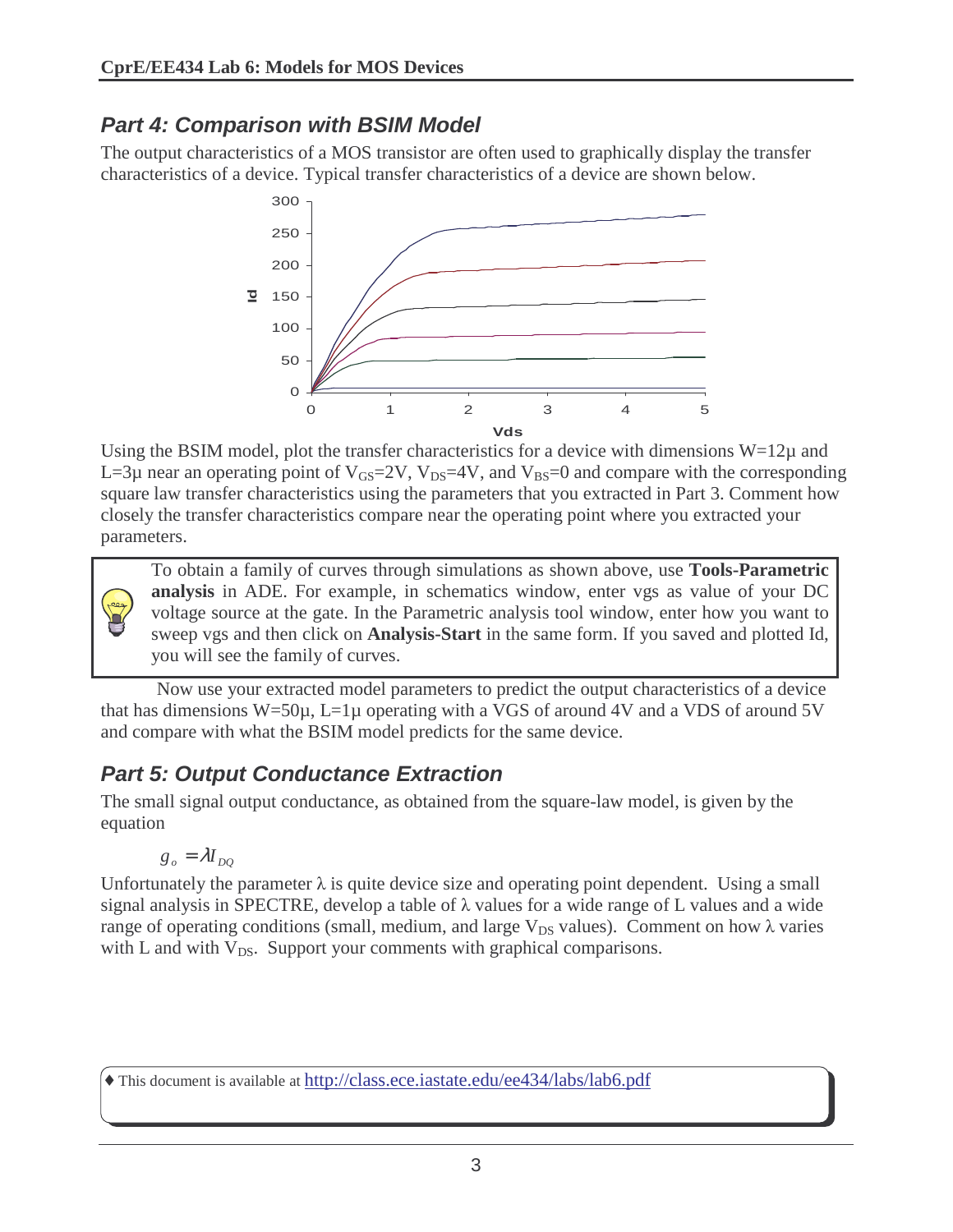## Part 4: Comparison with BSIM Model

The output characteristics of a MOS transistor are often used to graphically display the transfer characteristics of a device. Typical transfer characteristics of a device are shown below.

300
250
200
150
100
50
0
Id
0 1 2 3 4 5
Vds

Using the BSIM model, plot the transfer characteristics for a device with dimensions W=12μ and L=3μ near an operating point of $V_{GS}$=2V, $V_{DS}$=4V, and $V_{BS}$=0 and compare with the corresponding square law transfer characteristics using the parameters that you extracted in Part 3. Comment how closely the transfer characteristics compare near the operating point where you extracted your parameters.

> To obtain a family of curves through simulations as shown above, use **Tools-Parametric analysis** in ADE. For example, in schematics window, enter vgs as value of your DC voltage source at the gate. In the Parametric analysis tool window, enter how you want to sweep vgs and then click on **Analysis-Start** in the same form. If you saved and plotted Id, you will see the family of curves.

Now use your extracted model parameters to predict the output characteristics of a device that has dimensions W=50μ, L=1μ operating with a VGS of around 4V and a VDS of around 5V and compare with what the BSIM model predicts for the same device.

## Part 5: Output Conductance Extraction

The small signal output conductance, as obtained from the square-law model, is given by the equation

$$g_o = \lambda I_{DQ}$$

Unfortunately the parameter λ is quite device size and operating point dependent. Using a small signal analysis in SPECTRE, develop a table of λ values for a wide range of L values and a wide range of operating conditions (small, medium, and large $V_{DS}$ values). Comment on how λ varies with L and with $V_{DS}$. Support your comments with graphical comparisons.

♦ This document is available at http://class.ece.iastate.edu/ee434/labs/lab6.pdf